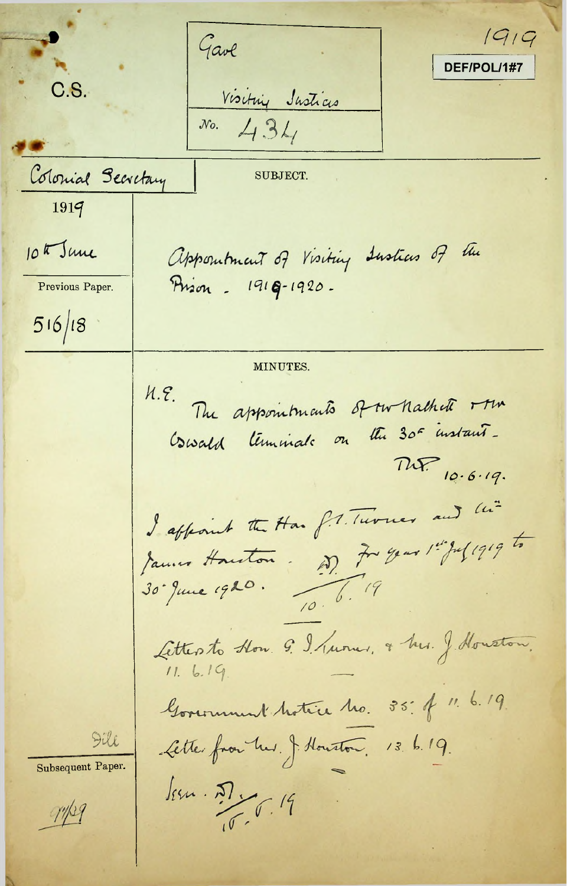C.S.

Gaol

Visiting Justices

No. 434

1919

DEF/POL/1#7

Colonial Secretary

1919

10th June

Previous Paper.

516/18

SUBJECT.

Appointment of Visiting Justices of the Prison. 1919-1920.

MINUTES.

H.E.

The appointments of Mr Nalhett & Mr Oswald terminate on the 30th instant.

T.H.P. 10.6.19.

I appoint the Hon G.T. Turner and Mr James Houston. for year 1st July 1919 to 30th June 1920.

10.6.19

Letters to Hon. G. T. Turner, & Mr. J. Houston. 11.6.19

Government Notice No. 35: of 11.6.19.

Letter from Mr. J. Houston. 13.6.19.

Seen. 15.6.19

File

Subsequent Paper.

97/29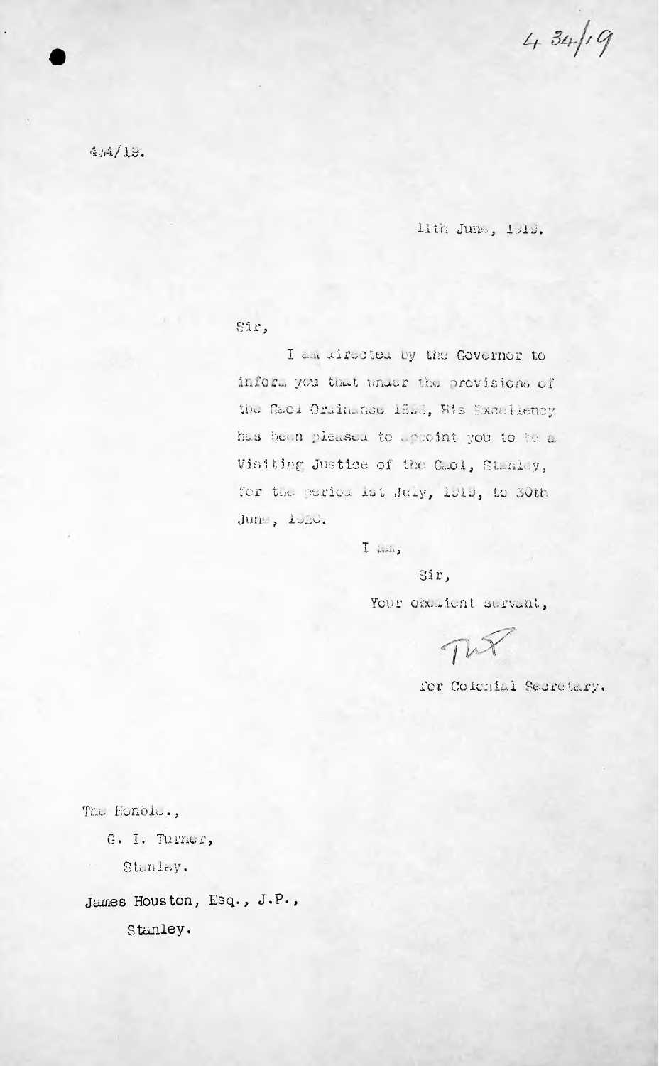434/19

434/19.

11th June, 1919.

Sir,

I am directed by the Governor to inform you that under the provisions of the Gaol Ordinance 1898, His Excellency has been pleased to appoint you to be a Visiting Justice of the Gaol, Stanley, for the period 1st July, 1919, to 30th June, 1920.

I am,

Sir,

Your obedient servant,

[signature]

for Colonial Secretary.

The Honble.,

G. I. Turner,

Stanley.

James Houston, Esq., J.P.,

Stanley.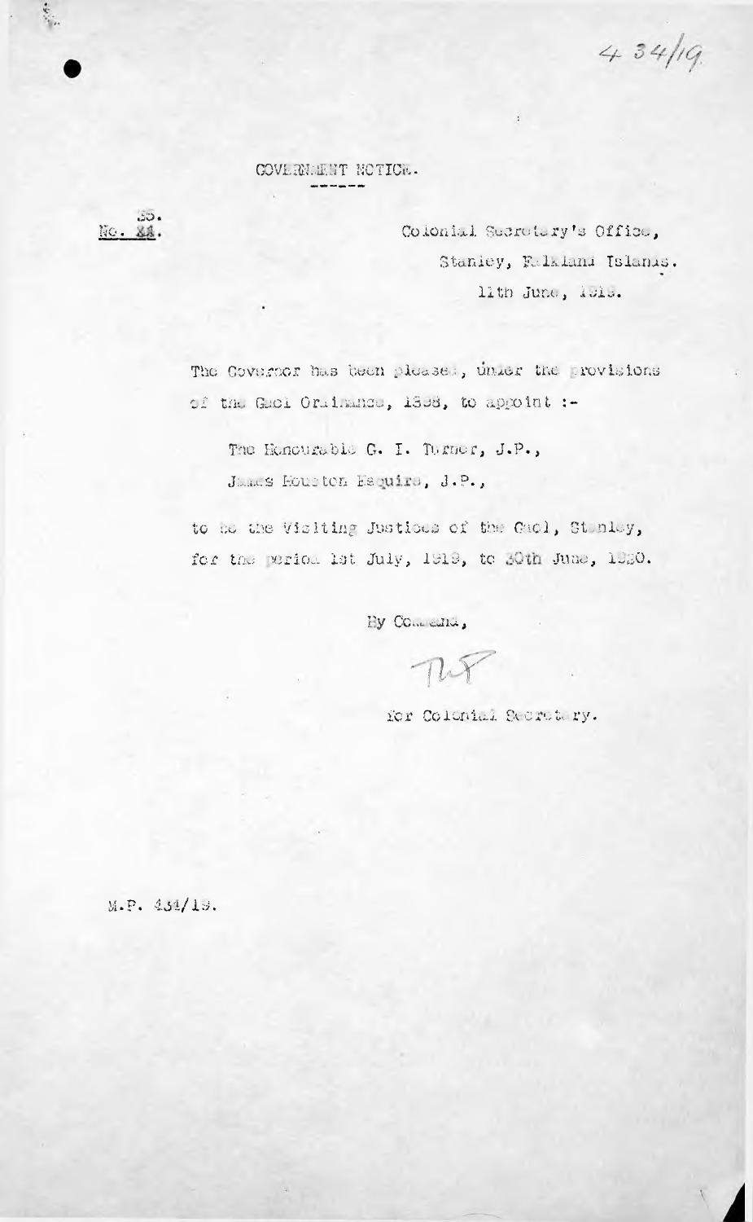4 34/19

GOVERNMENT NOTICE.

No. 35.

Colonial Secretary's Office,
Stanley, Falkland Islands.
11th June, 1919.

The Governor has been pleased, under the provisions of the Gaol Ordinance, 1898, to appoint :-

The Honourable G. I. Turner, J.P.,
James Houston Esquire, J.P.,

to be the Visiting Justices of the Gaol, Stanley, for the period 1st July, 1919, to 30th June, 1920.

By Command,

for Colonial Secretary.

M.P. 434/19.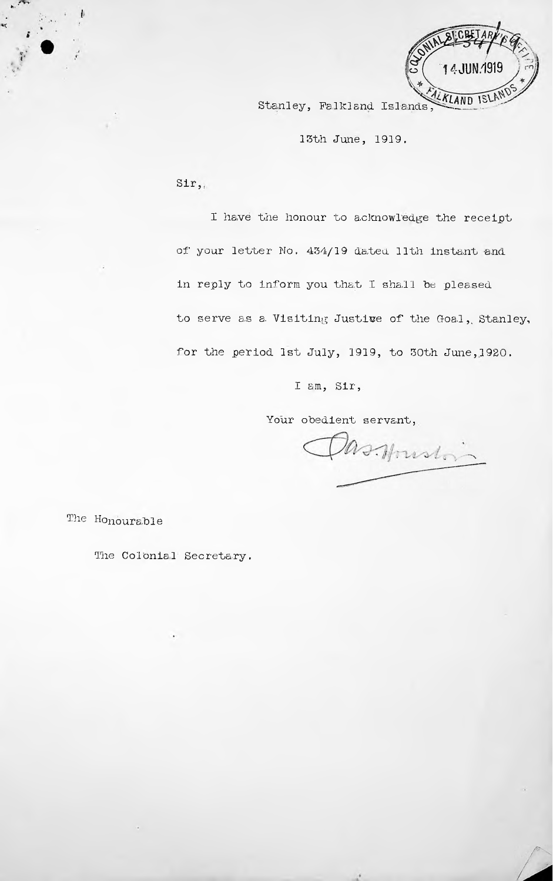COLONIAL SECRETARY'S OFFICE
14 JUN 1919
FALKLAND ISLANDS

Stanley, Falkland Islands,

13th June, 1919.

Sir,

I have the honour to acknowledge the receipt of your letter No. 434/19 dated 11th instant and in reply to inform you that I shall be pleased to serve as a Visiting Justive of the Goal, Stanley, for the period 1st July, 1919, to 30th June, 1920.

I am, Sir,

Your obedient servant,

Jas. Houston

The Honourable

The Colonial Secretary.